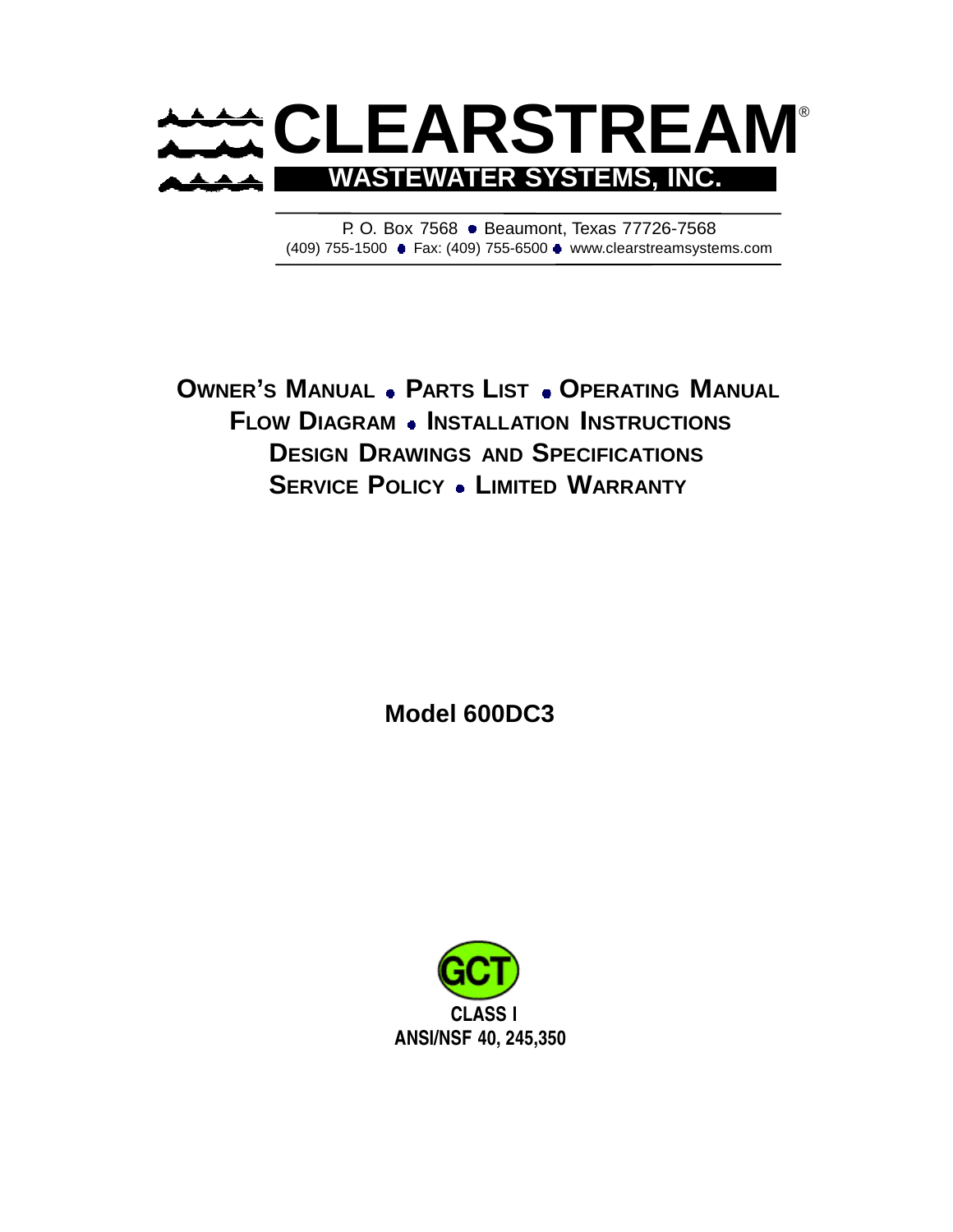# CLEARSTREAM®

## WASTEWATER SYSTEMS, INC.

P. O. Box 7568 • Beaumont, Texas 77726-7568
(409) 755-1500 • Fax: (409) 755-6500 • www.clearstreamsystems.com

**OWNER'S MANUAL • PARTS LIST • OPERATING MANUAL**
**FLOW DIAGRAM • INSTALLATION INSTRUCTIONS**
**DESIGN DRAWINGS AND SPECIFICATIONS**
**SERVICE POLICY • LIMITED WARRANTY**

**Model 600DC3**

GCT

**CLASS I**
**ANSI/NSF 40, 245,350**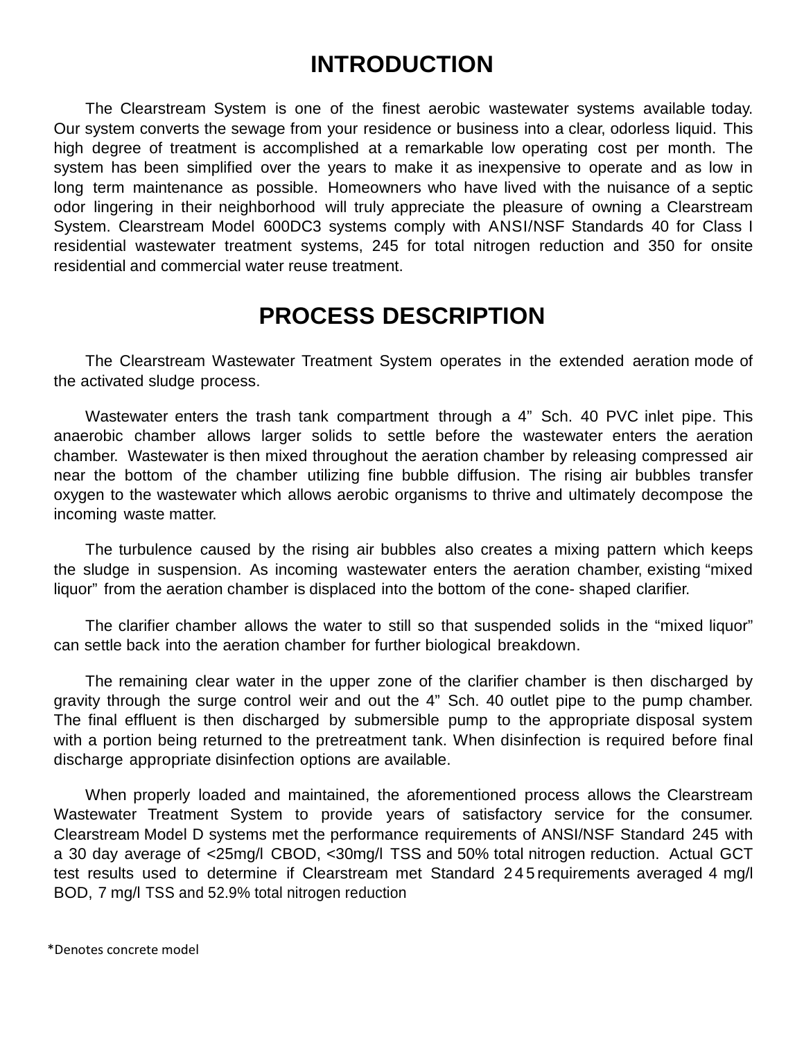# INTRODUCTION

The Clearstream System is one of the finest aerobic wastewater systems available today. Our system converts the sewage from your residence or business into a clear, odorless liquid. This high degree of treatment is accomplished at a remarkable low operating cost per month. The system has been simplified over the years to make it as inexpensive to operate and as low in long term maintenance as possible. Homeowners who have lived with the nuisance of a septic odor lingering in their neighborhood will truly appreciate the pleasure of owning a Clearstream System. Clearstream Model 600DC3 systems comply with ANSI/NSF Standards 40 for Class I residential wastewater treatment systems, 245 for total nitrogen reduction and 350 for onsite residential and commercial water reuse treatment.

# PROCESS DESCRIPTION

The Clearstream Wastewater Treatment System operates in the extended aeration mode of the activated sludge process.

Wastewater enters the trash tank compartment through a 4" Sch. 40 PVC inlet pipe. This anaerobic chamber allows larger solids to settle before the wastewater enters the aeration chamber. Wastewater is then mixed throughout the aeration chamber by releasing compressed air near the bottom of the chamber utilizing fine bubble diffusion. The rising air bubbles transfer oxygen to the wastewater which allows aerobic organisms to thrive and ultimately decompose the incoming waste matter.

The turbulence caused by the rising air bubbles also creates a mixing pattern which keeps the sludge in suspension. As incoming wastewater enters the aeration chamber, existing "mixed liquor" from the aeration chamber is displaced into the bottom of the cone- shaped clarifier.

The clarifier chamber allows the water to still so that suspended solids in the "mixed liquor" can settle back into the aeration chamber for further biological breakdown.

The remaining clear water in the upper zone of the clarifier chamber is then discharged by gravity through the surge control weir and out the 4" Sch. 40 outlet pipe to the pump chamber. The final effluent is then discharged by submersible pump to the appropriate disposal system with a portion being returned to the pretreatment tank. When disinfection is required before final discharge appropriate disinfection options are available.

When properly loaded and maintained, the aforementioned process allows the Clearstream Wastewater Treatment System to provide years of satisfactory service for the consumer. Clearstream Model D systems met the performance requirements of ANSI/NSF Standard 245 with a 30 day average of <25mg/l CBOD, <30mg/l TSS and 50% total nitrogen reduction. Actual GCT test results used to determine if Clearstream met Standard 245 requirements averaged 4 mg/l BOD, 7 mg/l TSS and 52.9% total nitrogen reduction

*Denotes concrete model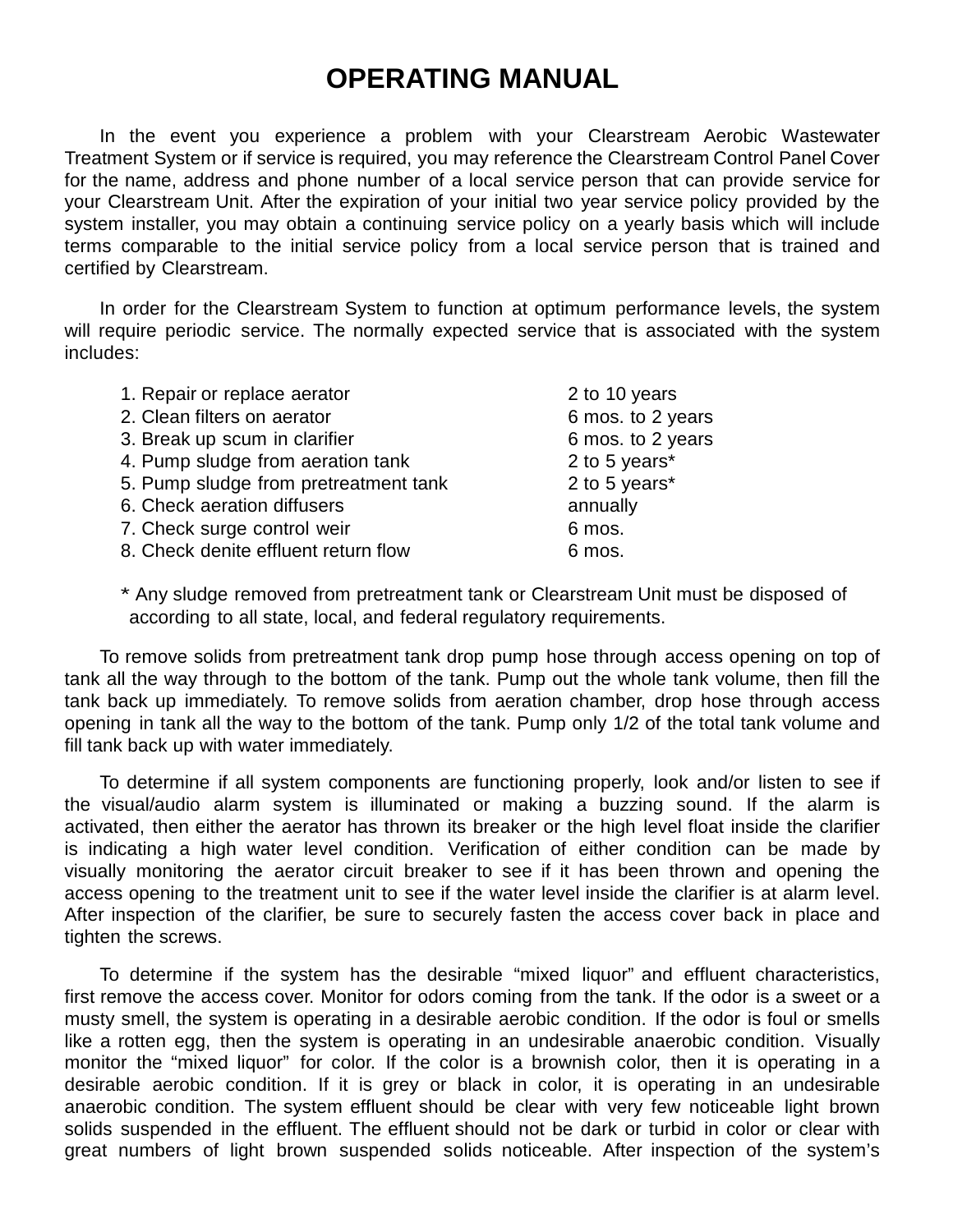# OPERATING MANUAL

In the event you experience a problem with your Clearstream Aerobic Wastewater Treatment System or if service is required, you may reference the Clearstream Control Panel Cover for the name, address and phone number of a local service person that can provide service for your Clearstream Unit. After the expiration of your initial two year service policy provided by the system installer, you may obtain a continuing service policy on a yearly basis which will include terms comparable to the initial service policy from a local service person that is trained and certified by Clearstream.

In order for the Clearstream System to function at optimum performance levels, the system will require periodic service. The normally expected service that is associated with the system includes:

| | |
|---|---|
| 1. Repair or replace aerator | 2 to 10 years |
| 2. Clean filters on aerator | 6 mos. to 2 years |
| 3. Break up scum in clarifier | 6 mos. to 2 years |
| 4. Pump sludge from aeration tank | 2 to 5 years* |
| 5. Pump sludge from pretreatment tank | 2 to 5 years* |
| 6. Check aeration diffusers | annually |
| 7. Check surge control weir | 6 mos. |
| 8. Check denite effluent return flow | 6 mos. |

\* Any sludge removed from pretreatment tank or Clearstream Unit must be disposed of according to all state, local, and federal regulatory requirements.

To remove solids from pretreatment tank drop pump hose through access opening on top of tank all the way through to the bottom of the tank. Pump out the whole tank volume, then fill the tank back up immediately. To remove solids from aeration chamber, drop hose through access opening in tank all the way to the bottom of the tank. Pump only 1/2 of the total tank volume and fill tank back up with water immediately.

To determine if all system components are functioning properly, look and/or listen to see if the visual/audio alarm system is illuminated or making a buzzing sound. If the alarm is activated, then either the aerator has thrown its breaker or the high level float inside the clarifier is indicating a high water level condition. Verification of either condition can be made by visually monitoring the aerator circuit breaker to see if it has been thrown and opening the access opening to the treatment unit to see if the water level inside the clarifier is at alarm level. After inspection of the clarifier, be sure to securely fasten the access cover back in place and tighten the screws.

To determine if the system has the desirable “mixed liquor” and effluent characteristics, first remove the access cover. Monitor for odors coming from the tank. If the odor is a sweet or a musty smell, the system is operating in a desirable aerobic condition. If the odor is foul or smells like a rotten egg, then the system is operating in an undesirable anaerobic condition. Visually monitor the “mixed liquor” for color. If the color is a brownish color, then it is operating in a desirable aerobic condition. If it is grey or black in color, it is operating in an undesirable anaerobic condition. The system effluent should be clear with very few noticeable light brown solids suspended in the effluent. The effluent should not be dark or turbid in color or clear with great numbers of light brown suspended solids noticeable. After inspection of the system’s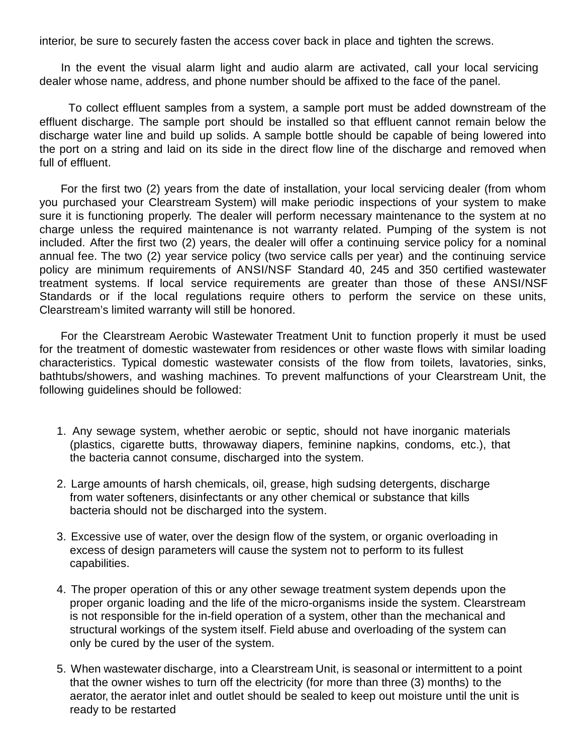interior, be sure to securely fasten the access cover back in place and tighten the screws.

In the event the visual alarm light and audio alarm are activated, call your local servicing dealer whose name, address, and phone number should be affixed to the face of the panel.

To collect effluent samples from a system, a sample port must be added downstream of the effluent discharge. The sample port should be installed so that effluent cannot remain below the discharge water line and build up solids. A sample bottle should be capable of being lowered into the port on a string and laid on its side in the direct flow line of the discharge and removed when full of effluent.

For the first two (2) years from the date of installation, your local servicing dealer (from whom you purchased your Clearstream System) will make periodic inspections of your system to make sure it is functioning properly. The dealer will perform necessary maintenance to the system at no charge unless the required maintenance is not warranty related. Pumping of the system is not included. After the first two (2) years, the dealer will offer a continuing service policy for a nominal annual fee. The two (2) year service policy (two service calls per year) and the continuing service policy are minimum requirements of ANSI/NSF Standard 40, 245 and 350 certified wastewater treatment systems. If local service requirements are greater than those of these ANSI/NSF Standards or if the local regulations require others to perform the service on these units, Clearstream's limited warranty will still be honored.

For the Clearstream Aerobic Wastewater Treatment Unit to function properly it must be used for the treatment of domestic wastewater from residences or other waste flows with similar loading characteristics. Typical domestic wastewater consists of the flow from toilets, lavatories, sinks, bathtubs/showers, and washing machines. To prevent malfunctions of your Clearstream Unit, the following guidelines should be followed:

1. Any sewage system, whether aerobic or septic, should not have inorganic materials (plastics, cigarette butts, throwaway diapers, feminine napkins, condoms, etc.), that the bacteria cannot consume, discharged into the system.

2. Large amounts of harsh chemicals, oil, grease, high sudsing detergents, discharge from water softeners, disinfectants or any other chemical or substance that kills bacteria should not be discharged into the system.

3. Excessive use of water, over the design flow of the system, or organic overloading in excess of design parameters will cause the system not to perform to its fullest capabilities.

4. The proper operation of this or any other sewage treatment system depends upon the proper organic loading and the life of the micro-organisms inside the system. Clearstream is not responsible for the in-field operation of a system, other than the mechanical and structural workings of the system itself. Field abuse and overloading of the system can only be cured by the user of the system.

5. When wastewater discharge, into a Clearstream Unit, is seasonal or intermittent to a point that the owner wishes to turn off the electricity (for more than three (3) months) to the aerator, the aerator inlet and outlet should be sealed to keep out moisture until the unit is ready to be restarted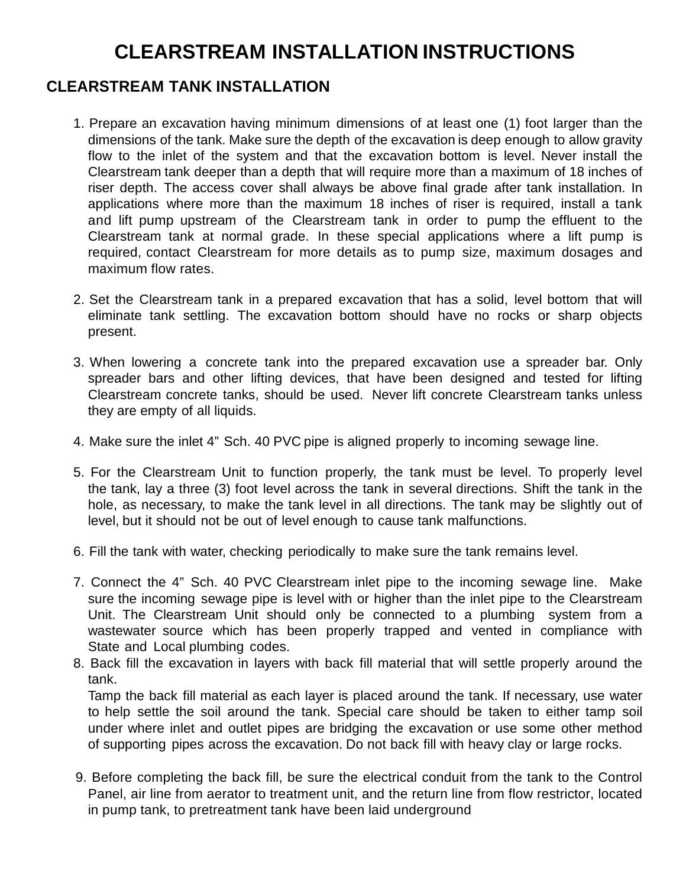# CLEARSTREAM INSTALLATION INSTRUCTIONS

## CLEARSTREAM TANK INSTALLATION

1. Prepare an excavation having minimum dimensions of at least one (1) foot larger than the dimensions of the tank. Make sure the depth of the excavation is deep enough to allow gravity flow to the inlet of the system and that the excavation bottom is level. Never install the Clearstream tank deeper than a depth that will require more than a maximum of 18 inches of riser depth. The access cover shall always be above final grade after tank installation. In applications where more than the maximum 18 inches of riser is required, install a tank and lift pump upstream of the Clearstream tank in order to pump the effluent to the Clearstream tank at normal grade. In these special applications where a lift pump is required, contact Clearstream for more details as to pump size, maximum dosages and maximum flow rates.

2. Set the Clearstream tank in a prepared excavation that has a solid, level bottom that will eliminate tank settling. The excavation bottom should have no rocks or sharp objects present.

3. When lowering a concrete tank into the prepared excavation use a spreader bar. Only spreader bars and other lifting devices, that have been designed and tested for lifting Clearstream concrete tanks, should be used. Never lift concrete Clearstream tanks unless they are empty of all liquids.

4. Make sure the inlet 4" Sch. 40 PVC pipe is aligned properly to incoming sewage line.

5. For the Clearstream Unit to function properly, the tank must be level. To properly level the tank, lay a three (3) foot level across the tank in several directions. Shift the tank in the hole, as necessary, to make the tank level in all directions. The tank may be slightly out of level, but it should not be out of level enough to cause tank malfunctions.

6. Fill the tank with water, checking periodically to make sure the tank remains level.

7. Connect the 4" Sch. 40 PVC Clearstream inlet pipe to the incoming sewage line. Make sure the incoming sewage pipe is level with or higher than the inlet pipe to the Clearstream Unit. The Clearstream Unit should only be connected to a plumbing system from a wastewater source which has been properly trapped and vented in compliance with State and Local plumbing codes.

8. Back fill the excavation in layers with back fill material that will settle properly around the tank.
   Tamp the back fill material as each layer is placed around the tank. If necessary, use water to help settle the soil around the tank. Special care should be taken to either tamp soil under where inlet and outlet pipes are bridging the excavation or use some other method of supporting pipes across the excavation. Do not back fill with heavy clay or large rocks.

9. Before completing the back fill, be sure the electrical conduit from the tank to the Control Panel, air line from aerator to treatment unit, and the return line from flow restrictor, located in pump tank, to pretreatment tank have been laid underground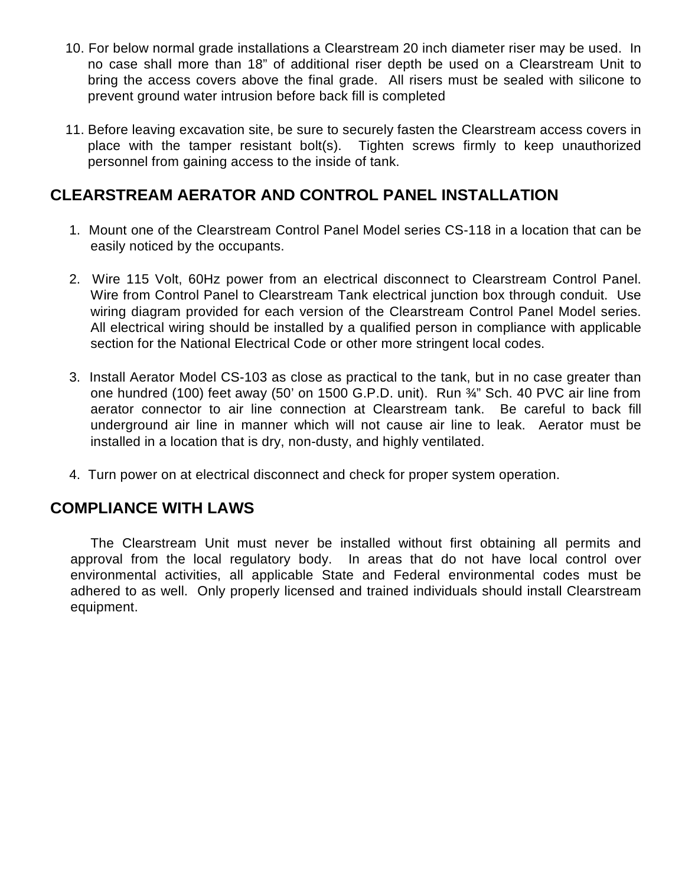10. For below normal grade installations a Clearstream 20 inch diameter riser may be used. In no case shall more than 18" of additional riser depth be used on a Clearstream Unit to bring the access covers above the final grade. All risers must be sealed with silicone to prevent ground water intrusion before back fill is completed

11. Before leaving excavation site, be sure to securely fasten the Clearstream access covers in place with the tamper resistant bolt(s). Tighten screws firmly to keep unauthorized personnel from gaining access to the inside of tank.

## CLEARSTREAM AERATOR AND CONTROL PANEL INSTALLATION

1. Mount one of the Clearstream Control Panel Model series CS-118 in a location that can be easily noticed by the occupants.

2. Wire 115 Volt, 60Hz power from an electrical disconnect to Clearstream Control Panel. Wire from Control Panel to Clearstream Tank electrical junction box through conduit. Use wiring diagram provided for each version of the Clearstream Control Panel Model series. All electrical wiring should be installed by a qualified person in compliance with applicable section for the National Electrical Code or other more stringent local codes.

3. Install Aerator Model CS-103 as close as practical to the tank, but in no case greater than one hundred (100) feet away (50' on 1500 G.P.D. unit). Run ¾" Sch. 40 PVC air line from aerator connector to air line connection at Clearstream tank. Be careful to back fill underground air line in manner which will not cause air line to leak. Aerator must be installed in a location that is dry, non-dusty, and highly ventilated.

4. Turn power on at electrical disconnect and check for proper system operation.

## COMPLIANCE WITH LAWS

The Clearstream Unit must never be installed without first obtaining all permits and approval from the local regulatory body. In areas that do not have local control over environmental activities, all applicable State and Federal environmental codes must be adhered to as well. Only properly licensed and trained individuals should install Clearstream equipment.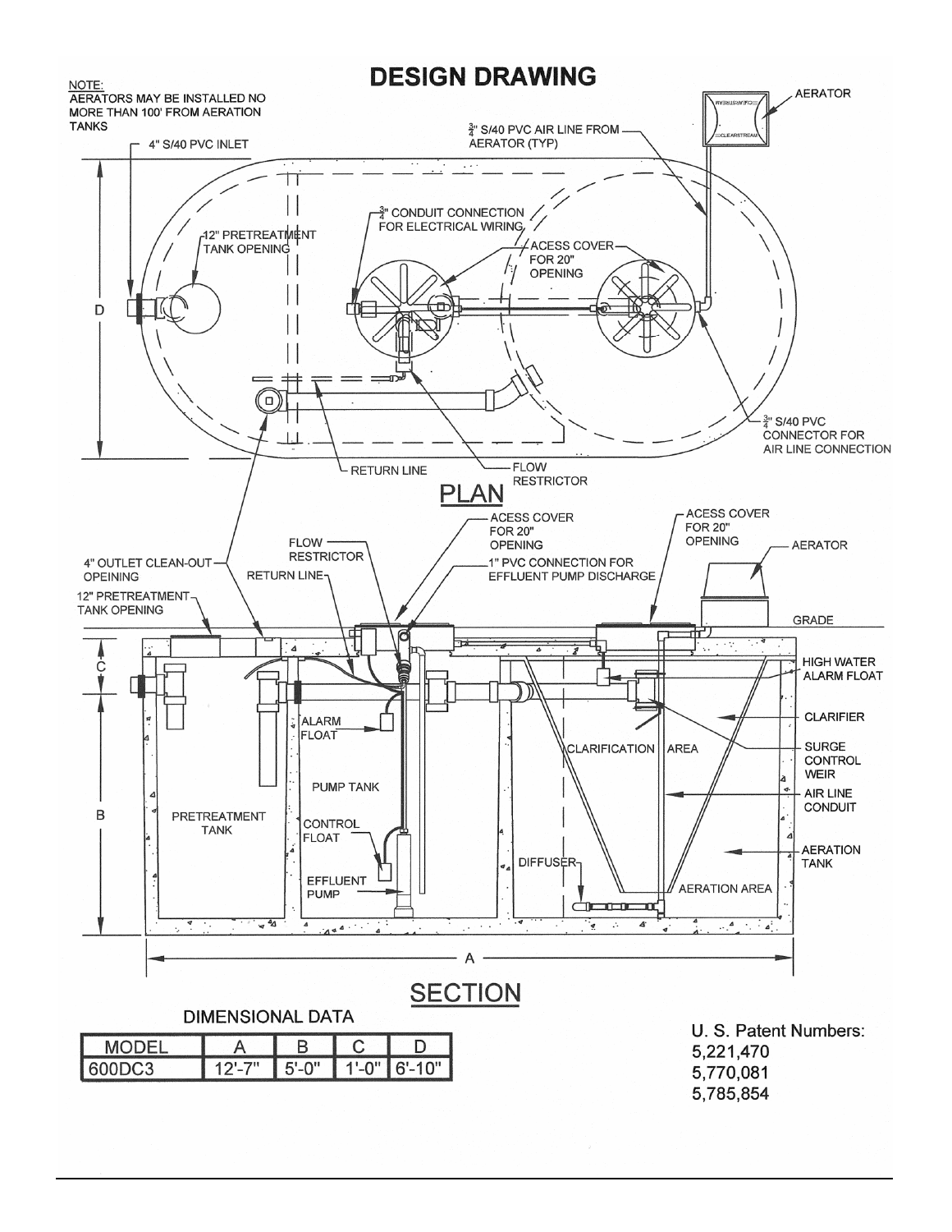# DESIGN DRAWING

NOTE:
AERATORS MAY BE INSTALLED NO MORE THAN 100' FROM AERATION TANKS

## PLAN

- 4" S/40 PVC INLET
- 12" PRETREATMENT TANK OPENING
- $\frac{3}{4}$" CONDUIT CONNECTION FOR ELECTRICAL WIRING
- ACESS COVER FOR 20" OPENING
- $\frac{3}{4}$" S/40 PVC AIR LINE FROM AERATOR (TYP)
- AERATOR
- $\frac{3}{4}$" S/40 PVC CONNECTOR FOR AIR LINE CONNECTION
- RETURN LINE
- FLOW RESTRICTOR

## SECTION

- 4" OUTLET CLEAN-OUT OPEINING
- 12" PRETREATMENT TANK OPENING
- RETURN LINE
- FLOW RESTRICTOR
- ACESS COVER FOR 20" OPENING
- 1" PVC CONNECTION FOR EFFLUENT PUMP DISCHARGE
- ACESS COVER FOR 20" OPENING
- AERATOR
- GRADE
- HIGH WATER ALARM FLOAT
- CLARIFIER
- SURGE CONTROL WEIR
- AIR LINE CONDUIT
- AERATION TANK
- ALARM FLOAT
- PUMP TANK
- PRETREATMENT TANK
- CONTROL FLOAT
- EFFLUENT PUMP
- CLARIFICATION AREA
- DIFFUSER
- AERATION AREA

DIMENSIONAL DATA

| MODEL | A | B | C | D |
|---|---|---|---|---|
| 600DC3 | 12'-7" | 5'-0" | 1'-0" | 6'-10" |

U. S. Patent Numbers:
5,221,470
5,770,081
5,785,854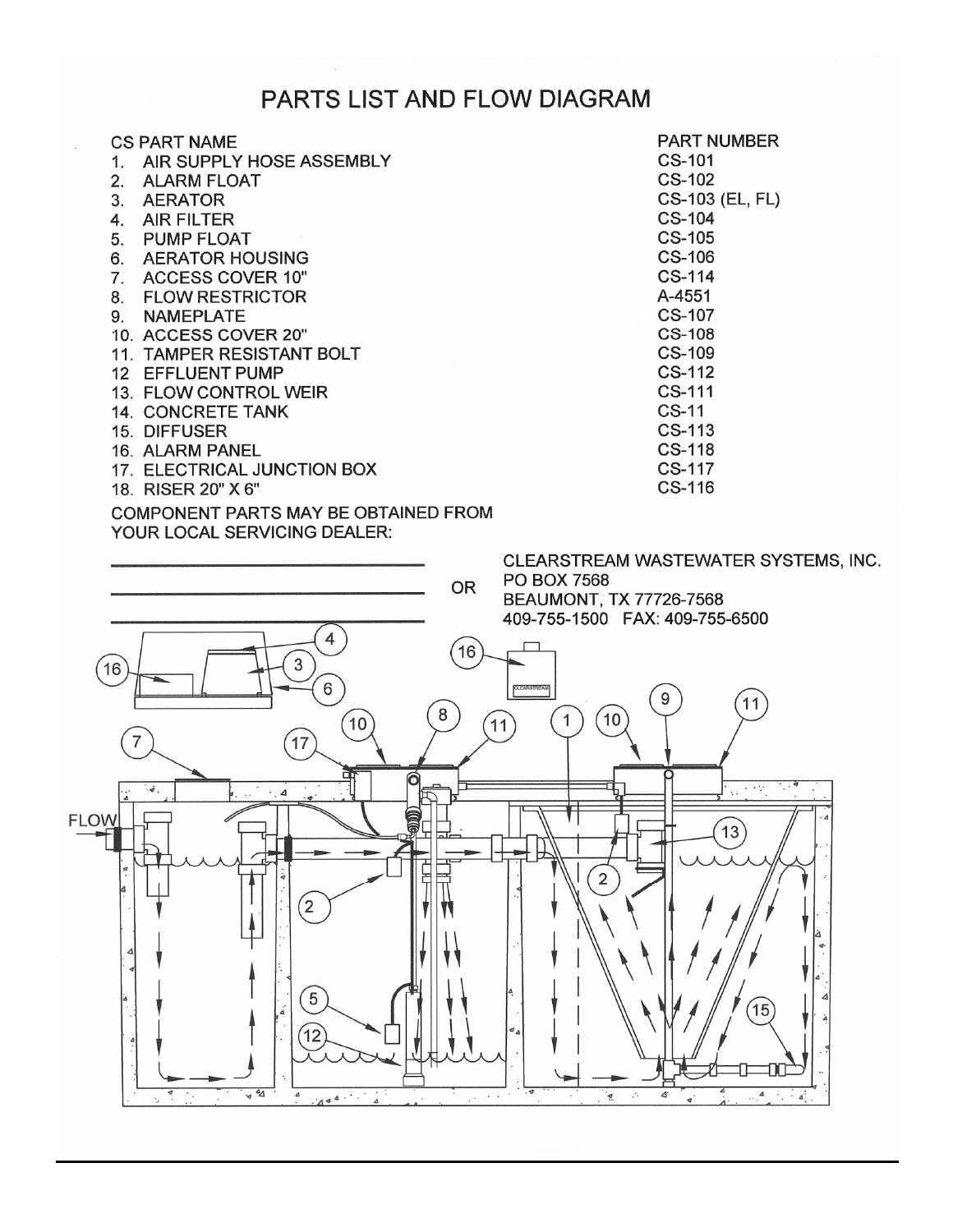# PARTS LIST AND FLOW DIAGRAM

| CS PART NAME | PART NUMBER |
|---|---|
| 1. AIR SUPPLY HOSE ASSEMBLY | CS-101 |
| 2. ALARM FLOAT | CS-102 |
| 3. AERATOR | CS-103 (EL, FL) |
| 4. AIR FILTER | CS-104 |
| 5. PUMP FLOAT | CS-105 |
| 6. AERATOR HOUSING | CS-106 |
| 7. ACCESS COVER 10" | CS-114 |
| 8. FLOW RESTRICTOR | A-4551 |
| 9. NAMEPLATE | CS-107 |
| 10. ACCESS COVER 20" | CS-108 |
| 11. TAMPER RESISTANT BOLT | CS-109 |
| 12 EFFLUENT PUMP | CS-112 |
| 13. FLOW CONTROL WEIR | CS-111 |
| 14. CONCRETE TANK | CS-11 |
| 15. DIFFUSER | CS-113 |
| 16. ALARM PANEL | CS-118 |
| 17. ELECTRICAL JUNCTION BOX | CS-117 |
| 18. RISER 20" X 6" | CS-116 |

COMPONENT PARTS MAY BE OBTAINED FROM YOUR LOCAL SERVICING DEALER:

\_\_\_\_\_\_\_\_\_\_\_\_\_\_\_\_\_\_\_\_\_\_\_\_\_\_\_\_

\_\_\_\_\_\_\_\_\_\_\_\_\_\_\_\_\_\_\_\_\_\_\_\_\_\_\_\_

\_\_\_\_\_\_\_\_\_\_\_\_\_\_\_\_\_\_\_\_\_\_\_\_\_\_\_\_

OR

CLEARSTREAM WASTEWATER SYSTEMS, INC.
PO BOX 7568
BEAUMONT, TX 77726-7568
409-755-1500 FAX: 409-755-6500

FLOW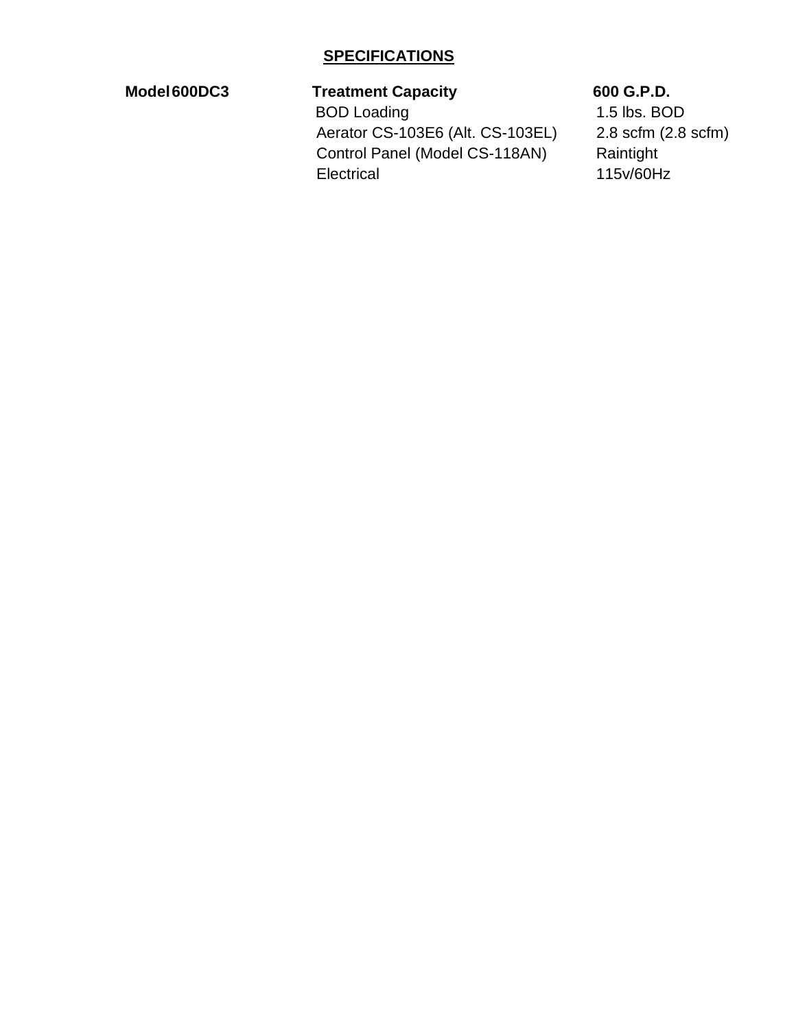## SPECIFICATIONS

| Model 600DC3 | Treatment Capacity | 600 G.P.D. |
|---|---|---|
| | BOD Loading | 1.5 lbs. BOD |
| | Aerator CS-103E6 (Alt. CS-103EL) | 2.8 scfm (2.8 scfm) |
| | Control Panel (Model CS-118AN) | Raintight |
| | Electrical | 115v/60Hz |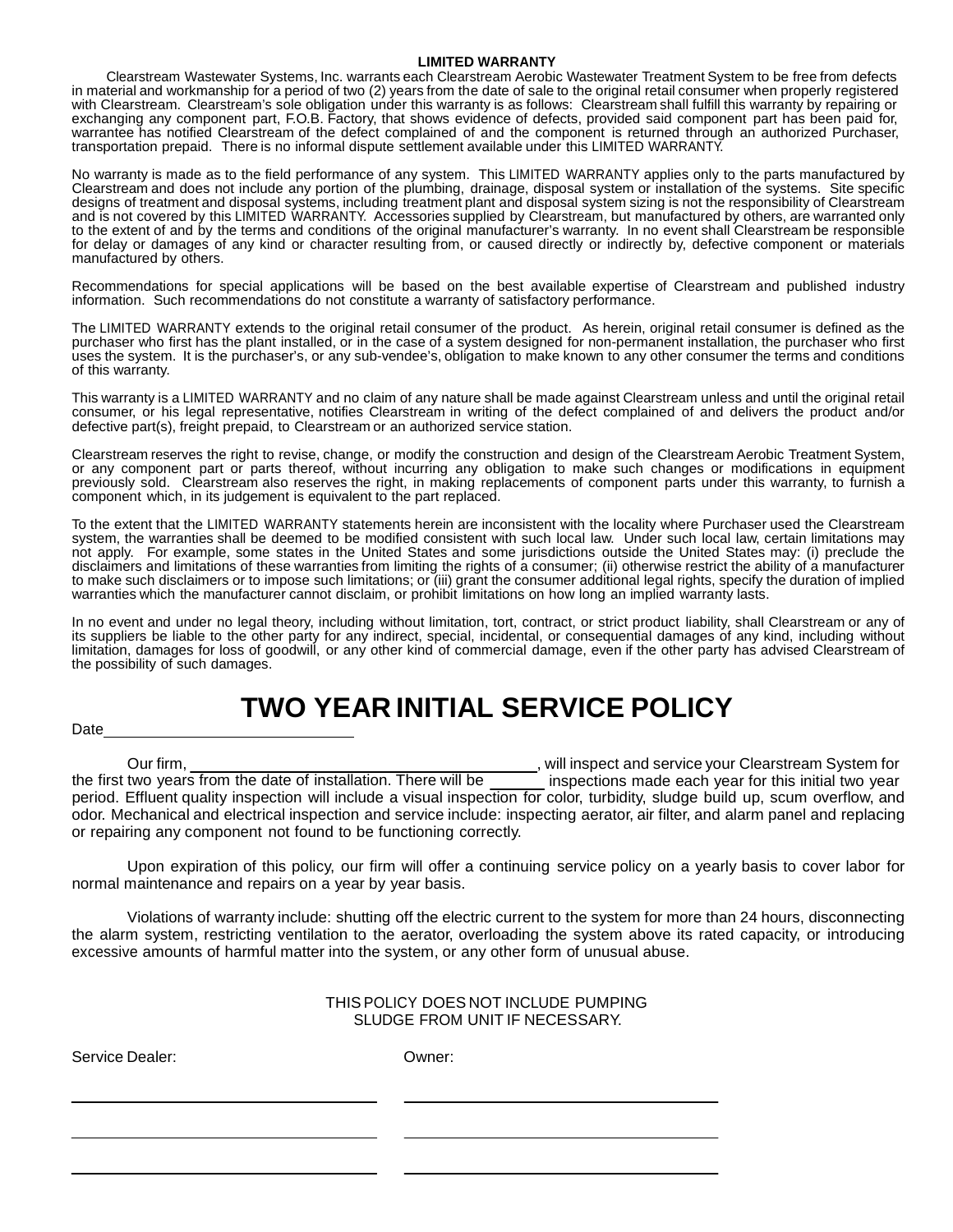**LIMITED WARRANTY**

Clearstream Wastewater Systems, Inc. warrants each Clearstream Aerobic Wastewater Treatment System to be free from defects in material and workmanship for a period of two (2) years from the date of sale to the original retail consumer when properly registered with Clearstream. Clearstream's sole obligation under this warranty is as follows: Clearstream shall fulfill this warranty by repairing or exchanging any component part, F.O.B. Factory, that shows evidence of defects, provided said component part has been paid for, warrantee has notified Clearstream of the defect complained of and the component is returned through an authorized Purchaser, transportation prepaid. There is no informal dispute settlement available under this LIMITED WARRANTY.

No warranty is made as to the field performance of any system. This LIMITED WARRANTY applies only to the parts manufactured by Clearstream and does not include any portion of the plumbing, drainage, disposal system or installation of the systems. Site specific designs of treatment and disposal systems, including treatment plant and disposal system sizing is not the responsibility of Clearstream and is not covered by this LIMITED WARRANTY. Accessories supplied by Clearstream, but manufactured by others, are warranted only to the extent of and by the terms and conditions of the original manufacturer's warranty. In no event shall Clearstream be responsible for delay or damages of any kind or character resulting from, or caused directly or indirectly by, defective component or materials manufactured by others.

Recommendations for special applications will be based on the best available expertise of Clearstream and published industry information. Such recommendations do not constitute a warranty of satisfactory performance.

The LIMITED WARRANTY extends to the original retail consumer of the product. As herein, original retail consumer is defined as the purchaser who first has the plant installed, or in the case of a system designed for non-permanent installation, the purchaser who first uses the system. It is the purchaser's, or any sub-vendee's, obligation to make known to any other consumer the terms and conditions of this warranty.

This warranty is a LIMITED WARRANTY and no claim of any nature shall be made against Clearstream unless and until the original retail consumer, or his legal representative, notifies Clearstream in writing of the defect complained of and delivers the product and/or defective part(s), freight prepaid, to Clearstream or an authorized service station.

Clearstream reserves the right to revise, change, or modify the construction and design of the Clearstream Aerobic Treatment System, or any component part or parts thereof, without incurring any obligation to make such changes or modifications in equipment previously sold. Clearstream also reserves the right, in making replacements of component parts under this warranty, to furnish a component which, in its judgement is equivalent to the part replaced.

To the extent that the LIMITED WARRANTY statements herein are inconsistent with the locality where Purchaser used the Clearstream system, the warranties shall be deemed to be modified consistent with such local law. Under such local law, certain limitations may not apply. For example, some states in the United States and some jurisdictions outside the United States may: (i) preclude the disclaimers and limitations of these warranties from limiting the rights of a consumer; (ii) otherwise restrict the ability of a manufacturer to make such disclaimers or to impose such limitations; or (iii) grant the consumer additional legal rights, specify the duration of implied warranties which the manufacturer cannot disclaim, or prohibit limitations on how long an implied warranty lasts.

In no event and under no legal theory, including without limitation, tort, contract, or strict product liability, shall Clearstream or any of its suppliers be liable to the other party for any indirect, special, incidental, or consequential damages of any kind, including without limitation, damages for loss of goodwill, or any other kind of commercial damage, even if the other party has advised Clearstream of the possibility of such damages.

# TWO YEAR INITIAL SERVICE POLICY

Date______________________________

Our firm, ________________________________________, will inspect and service your Clearstream System for the first two years from the date of installation. There will be ______ inspections made each year for this initial two year period. Effluent quality inspection will include a visual inspection for color, turbidity, sludge build up, scum overflow, and odor. Mechanical and electrical inspection and service include: inspecting aerator, air filter, and alarm panel and replacing or repairing any component not found to be functioning correctly.

Upon expiration of this policy, our firm will offer a continuing service policy on a yearly basis to cover labor for normal maintenance and repairs on a year by year basis.

Violations of warranty include: shutting off the electric current to the system for more than 24 hours, disconnecting the alarm system, restricting ventilation to the aerator, overloading the system above its rated capacity, or introducing excessive amounts of harmful matter into the system, or any other form of unusual abuse.

THIS POLICY DOES NOT INCLUDE PUMPING
SLUDGE FROM UNIT IF NECESSARY.

| Service Dealer: | Owner: |
|---|---|
| ______________________________ | ______________________________ |
| ______________________________ | ______________________________ |
| ______________________________ | ______________________________ |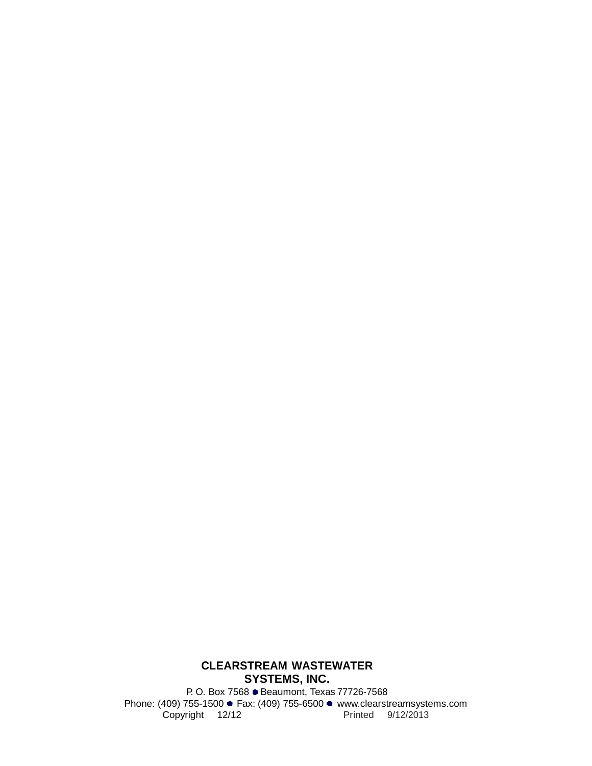**CLEARSTREAM WASTEWATER SYSTEMS, INC.**

P. O. Box 7568 • Beaumont, Texas 77726-7568

Phone: (409) 755-1500 • Fax: (409) 755-6500 • www.clearstreamsystems.com

Copyright 12/12 Printed 9/12/2013